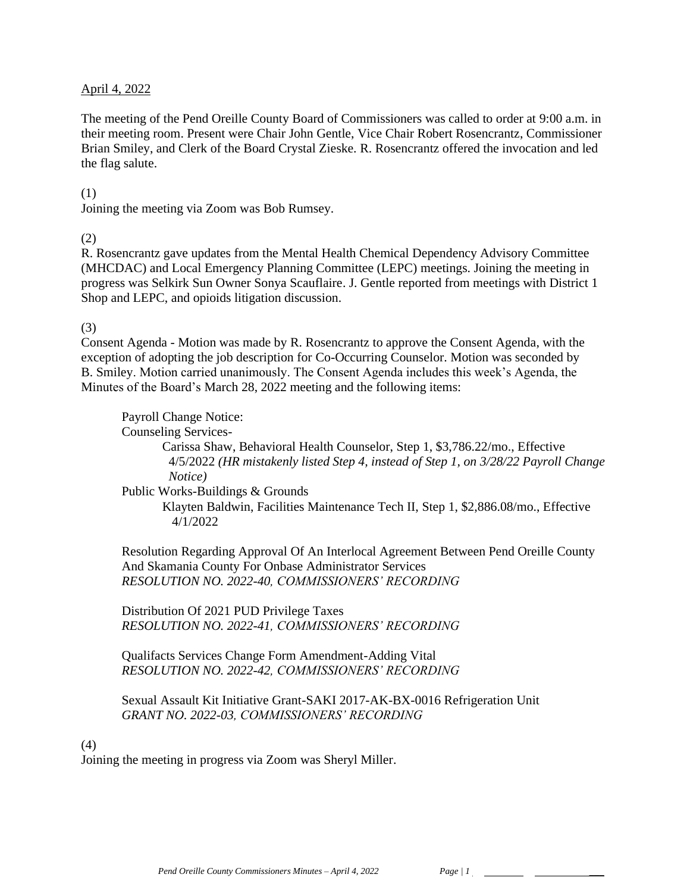April 4, 2022

The meeting of the Pend Oreille County Board of Commissioners was called to order at 9:00 a.m. in their meeting room. Present were Chair John Gentle, Vice Chair Robert Rosencrantz, Commissioner Brian Smiley, and Clerk of the Board Crystal Zieske. R. Rosencrantz offered the invocation and led the flag salute.

(1)
Joining the meeting via Zoom was Bob Rumsey.

(2)
R. Rosencrantz gave updates from the Mental Health Chemical Dependency Advisory Committee (MHCDAC) and Local Emergency Planning Committee (LEPC) meetings. Joining the meeting in progress was Selkirk Sun Owner Sonya Scauflaire. J. Gentle reported from meetings with District 1 Shop and LEPC, and opioids litigation discussion.

(3)
Consent Agenda - Motion was made by R. Rosencrantz to approve the Consent Agenda, with the exception of adopting the job description for Co-Occurring Counselor. Motion was seconded by B. Smiley. Motion carried unanimously. The Consent Agenda includes this week's Agenda, the Minutes of the Board's March 28, 2022 meeting and the following items:

Payroll Change Notice:
Counseling Services-
Carissa Shaw, Behavioral Health Counselor, Step 1, $3,786.22/mo., Effective 4/5/2022 *(HR mistakenly listed Step 4, instead of Step 1, on 3/28/22 Payroll Change Notice)*
Public Works-Buildings & Grounds
Klayten Baldwin, Facilities Maintenance Tech II, Step 1, $2,886.08/mo., Effective 4/1/2022

Resolution Regarding Approval Of An Interlocal Agreement Between Pend Oreille County And Skamania County For Onbase Administrator Services
*RESOLUTION NO. 2022-40, COMMISSIONERS' RECORDING*

Distribution Of 2021 PUD Privilege Taxes
*RESOLUTION NO. 2022-41, COMMISSIONERS' RECORDING*

Qualifacts Services Change Form Amendment-Adding Vital
*RESOLUTION NO. 2022-42, COMMISSIONERS' RECORDING*

Sexual Assault Kit Initiative Grant-SAKI 2017-AK-BX-0016 Refrigeration Unit
*GRANT NO. 2022-03, COMMISSIONERS' RECORDING*

(4)
Joining the meeting in progress via Zoom was Sheryl Miller.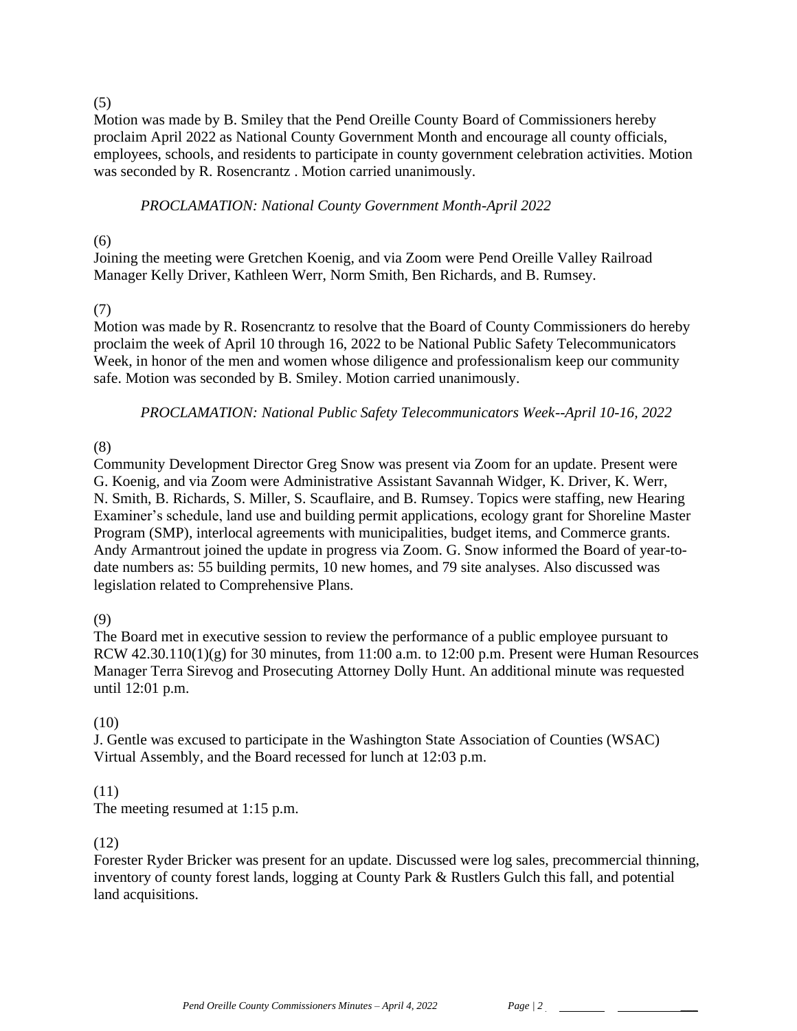(5)

Motion was made by B. Smiley that the Pend Oreille County Board of Commissioners hereby proclaim April 2022 as National County Government Month and encourage all county officials, employees, schools, and residents to participate in county government celebration activities. Motion was seconded by R. Rosencrantz . Motion carried unanimously.

*PROCLAMATION: National County Government Month-April 2022*

(6)

Joining the meeting were Gretchen Koenig, and via Zoom were Pend Oreille Valley Railroad Manager Kelly Driver, Kathleen Werr, Norm Smith, Ben Richards, and B. Rumsey.

(7)

Motion was made by R. Rosencrantz to resolve that the Board of County Commissioners do hereby proclaim the week of April 10 through 16, 2022 to be National Public Safety Telecommunicators Week, in honor of the men and women whose diligence and professionalism keep our community safe. Motion was seconded by B. Smiley. Motion carried unanimously.

*PROCLAMATION: National Public Safety Telecommunicators Week--April 10-16, 2022*

(8)

Community Development Director Greg Snow was present via Zoom for an update. Present were G. Koenig, and via Zoom were Administrative Assistant Savannah Widger, K. Driver, K. Werr, N. Smith, B. Richards, S. Miller, S. Scauflaire, and B. Rumsey. Topics were staffing, new Hearing Examiner's schedule, land use and building permit applications, ecology grant for Shoreline Master Program (SMP), interlocal agreements with municipalities, budget items, and Commerce grants. Andy Armantrout joined the update in progress via Zoom. G. Snow informed the Board of year-to-date numbers as: 55 building permits, 10 new homes, and 79 site analyses. Also discussed was legislation related to Comprehensive Plans.

(9)

The Board met in executive session to review the performance of a public employee pursuant to RCW 42.30.110(1)(g) for 30 minutes, from 11:00 a.m. to 12:00 p.m. Present were Human Resources Manager Terra Sirevog and Prosecuting Attorney Dolly Hunt. An additional minute was requested until 12:01 p.m.

(10)

J. Gentle was excused to participate in the Washington State Association of Counties (WSAC) Virtual Assembly, and the Board recessed for lunch at 12:03 p.m.

(11)

The meeting resumed at 1:15 p.m.

(12)

Forester Ryder Bricker was present for an update. Discussed were log sales, precommercial thinning, inventory of county forest lands, logging at County Park & Rustlers Gulch this fall, and potential land acquisitions.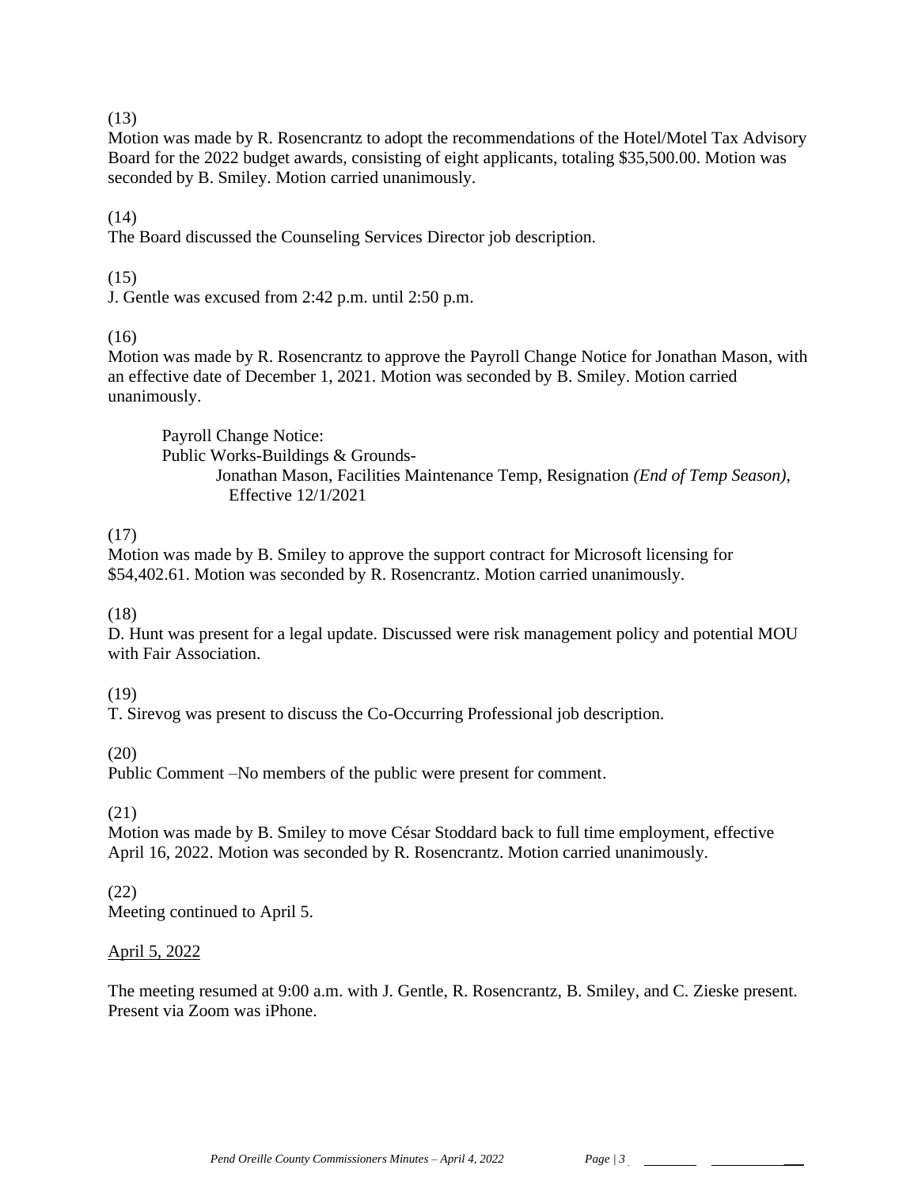(13)
Motion was made by R. Rosencrantz to adopt the recommendations of the Hotel/Motel Tax Advisory Board for the 2022 budget awards, consisting of eight applicants, totaling $35,500.00. Motion was seconded by B. Smiley. Motion carried unanimously.

(14)
The Board discussed the Counseling Services Director job description.

(15)
J. Gentle was excused from 2:42 p.m. until 2:50 p.m.

(16)
Motion was made by R. Rosencrantz to approve the Payroll Change Notice for Jonathan Mason, with an effective date of December 1, 2021. Motion was seconded by B. Smiley. Motion carried unanimously.

> Payroll Change Notice:
> Public Works-Buildings & Grounds-
> > Jonathan Mason, Facilities Maintenance Temp, Resignation *(End of Temp Season)*, Effective 12/1/2021

(17)
Motion was made by B. Smiley to approve the support contract for Microsoft licensing for $54,402.61. Motion was seconded by R. Rosencrantz. Motion carried unanimously.

(18)
D. Hunt was present for a legal update. Discussed were risk management policy and potential MOU with Fair Association.

(19)
T. Sirevog was present to discuss the Co-Occurring Professional job description.

(20)
Public Comment –No members of the public were present for comment.

(21)
Motion was made by B. Smiley to move César Stoddard back to full time employment, effective April 16, 2022. Motion was seconded by R. Rosencrantz. Motion carried unanimously.

(22)
Meeting continued to April 5.

<u>April 5, 2022</u>

The meeting resumed at 9:00 a.m. with J. Gentle, R. Rosencrantz, B. Smiley, and C. Zieske present. Present via Zoom was iPhone.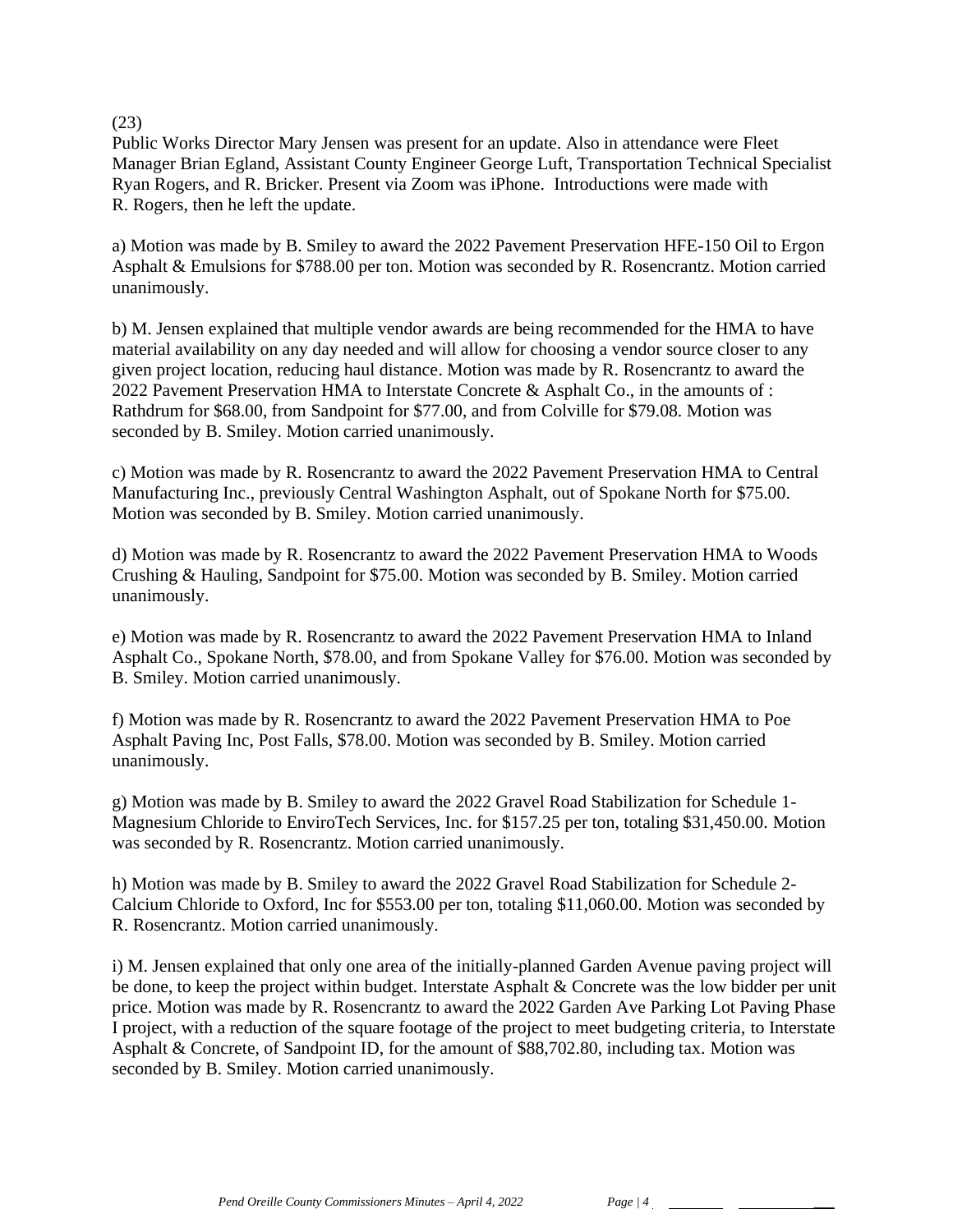(23)

Public Works Director Mary Jensen was present for an update. Also in attendance were Fleet Manager Brian Egland, Assistant County Engineer George Luft, Transportation Technical Specialist Ryan Rogers, and R. Bricker. Present via Zoom was iPhone. Introductions were made with R. Rogers, then he left the update.

a) Motion was made by B. Smiley to award the 2022 Pavement Preservation HFE-150 Oil to Ergon Asphalt & Emulsions for $788.00 per ton. Motion was seconded by R. Rosencrantz. Motion carried unanimously.

b) M. Jensen explained that multiple vendor awards are being recommended for the HMA to have material availability on any day needed and will allow for choosing a vendor source closer to any given project location, reducing haul distance. Motion was made by R. Rosencrantz to award the 2022 Pavement Preservation HMA to Interstate Concrete & Asphalt Co., in the amounts of : Rathdrum for $68.00, from Sandpoint for $77.00, and from Colville for $79.08. Motion was seconded by B. Smiley. Motion carried unanimously.

c) Motion was made by R. Rosencrantz to award the 2022 Pavement Preservation HMA to Central Manufacturing Inc., previously Central Washington Asphalt, out of Spokane North for $75.00. Motion was seconded by B. Smiley. Motion carried unanimously.

d) Motion was made by R. Rosencrantz to award the 2022 Pavement Preservation HMA to Woods Crushing & Hauling, Sandpoint for $75.00. Motion was seconded by B. Smiley. Motion carried unanimously.

e) Motion was made by R. Rosencrantz to award the 2022 Pavement Preservation HMA to Inland Asphalt Co., Spokane North, $78.00, and from Spokane Valley for $76.00. Motion was seconded by B. Smiley. Motion carried unanimously.

f) Motion was made by R. Rosencrantz to award the 2022 Pavement Preservation HMA to Poe Asphalt Paving Inc, Post Falls, $78.00. Motion was seconded by B. Smiley. Motion carried unanimously.

g) Motion was made by B. Smiley to award the 2022 Gravel Road Stabilization for Schedule 1-Magnesium Chloride to EnviroTech Services, Inc. for $157.25 per ton, totaling $31,450.00. Motion was seconded by R. Rosencrantz. Motion carried unanimously.

h) Motion was made by B. Smiley to award the 2022 Gravel Road Stabilization for Schedule 2-Calcium Chloride to Oxford, Inc for $553.00 per ton, totaling $11,060.00. Motion was seconded by R. Rosencrantz. Motion carried unanimously.

i) M. Jensen explained that only one area of the initially-planned Garden Avenue paving project will be done, to keep the project within budget. Interstate Asphalt & Concrete was the low bidder per unit price. Motion was made by R. Rosencrantz to award the 2022 Garden Ave Parking Lot Paving Phase I project, with a reduction of the square footage of the project to meet budgeting criteria, to Interstate Asphalt & Concrete, of Sandpoint ID, for the amount of $88,702.80, including tax. Motion was seconded by B. Smiley. Motion carried unanimously.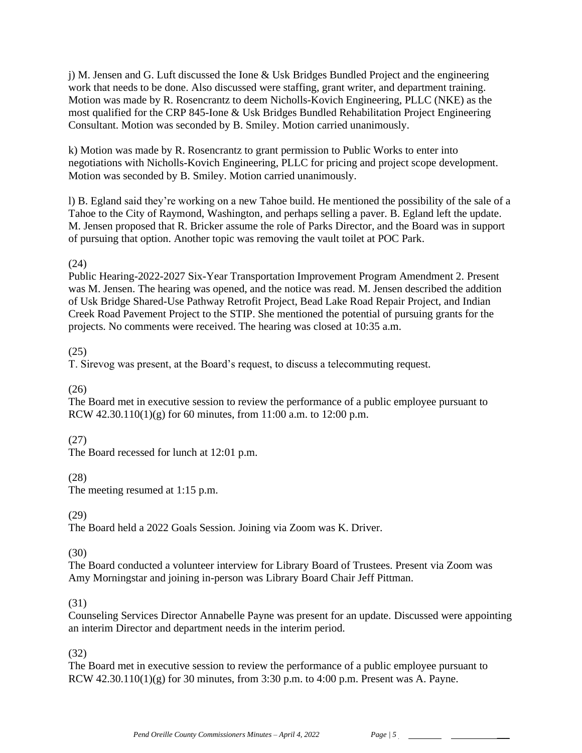j) M. Jensen and G. Luft discussed the Ione & Usk Bridges Bundled Project and the engineering work that needs to be done. Also discussed were staffing, grant writer, and department training. Motion was made by R. Rosencrantz to deem Nicholls-Kovich Engineering, PLLC (NKE) as the most qualified for the CRP 845-Ione & Usk Bridges Bundled Rehabilitation Project Engineering Consultant. Motion was seconded by B. Smiley. Motion carried unanimously.

k) Motion was made by R. Rosencrantz to grant permission to Public Works to enter into negotiations with Nicholls-Kovich Engineering, PLLC for pricing and project scope development. Motion was seconded by B. Smiley. Motion carried unanimously.

l) B. Egland said they're working on a new Tahoe build. He mentioned the possibility of the sale of a Tahoe to the City of Raymond, Washington, and perhaps selling a paver. B. Egland left the update. M. Jensen proposed that R. Bricker assume the role of Parks Director, and the Board was in support of pursuing that option. Another topic was removing the vault toilet at POC Park.

(24)
Public Hearing-2022-2027 Six-Year Transportation Improvement Program Amendment 2. Present was M. Jensen. The hearing was opened, and the notice was read. M. Jensen described the addition of Usk Bridge Shared-Use Pathway Retrofit Project, Bead Lake Road Repair Project, and Indian Creek Road Pavement Project to the STIP. She mentioned the potential of pursuing grants for the projects. No comments were received. The hearing was closed at 10:35 a.m.

(25)
T. Sirevog was present, at the Board's request, to discuss a telecommuting request.

(26)
The Board met in executive session to review the performance of a public employee pursuant to RCW 42.30.110(1)(g) for 60 minutes, from 11:00 a.m. to 12:00 p.m.

(27)
The Board recessed for lunch at 12:01 p.m.

(28)
The meeting resumed at 1:15 p.m.

(29)
The Board held a 2022 Goals Session. Joining via Zoom was K. Driver.

(30)
The Board conducted a volunteer interview for Library Board of Trustees. Present via Zoom was Amy Morningstar and joining in-person was Library Board Chair Jeff Pittman.

(31)
Counseling Services Director Annabelle Payne was present for an update. Discussed were appointing an interim Director and department needs in the interim period.

(32)
The Board met in executive session to review the performance of a public employee pursuant to RCW 42.30.110(1)(g) for 30 minutes, from 3:30 p.m. to 4:00 p.m. Present was A. Payne.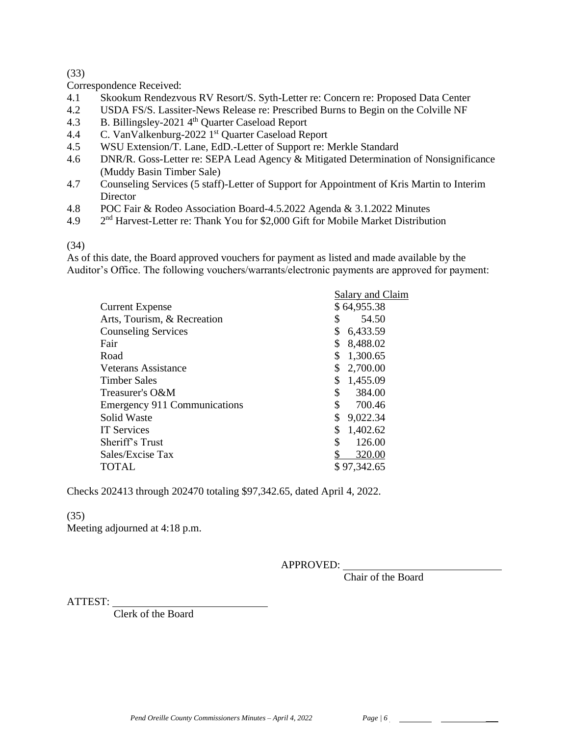(33)

Correspondence Received:

4.1 Skookum Rendezvous RV Resort/S. Syth-Letter re: Concern re: Proposed Data Center
4.2 USDA FS/S. Lassiter-News Release re: Prescribed Burns to Begin on the Colville NF
4.3 B. Billingsley-2021 4th Quarter Caseload Report
4.4 C. VanValkenburg-2022 1st Quarter Caseload Report
4.5 WSU Extension/T. Lane, EdD.-Letter of Support re: Merkle Standard
4.6 DNR/R. Goss-Letter re: SEPA Lead Agency & Mitigated Determination of Nonsignificance (Muddy Basin Timber Sale)
4.7 Counseling Services (5 staff)-Letter of Support for Appointment of Kris Martin to Interim Director
4.8 POC Fair & Rodeo Association Board-4.5.2022 Agenda & 3.1.2022 Minutes
4.9 2nd Harvest-Letter re: Thank You for $2,000 Gift for Mobile Market Distribution

(34)

As of this date, the Board approved vouchers for payment as listed and made available by the Auditor's Office. The following vouchers/warrants/electronic payments are approved for payment:

| | Salary and Claim |
|---|---|
| Current Expense | $ 64,955.38 |
| Arts, Tourism, & Recreation | $ 54.50 |
| Counseling Services | $ 6,433.59 |
| Fair | $ 8,488.02 |
| Road | $ 1,300.65 |
| Veterans Assistance | $ 2,700.00 |
| Timber Sales | $ 1,455.09 |
| Treasurer's O&M | $ 384.00 |
| Emergency 911 Communications | $ 700.46 |
| Solid Waste | $ 9,022.34 |
| IT Services | $ 1,402.62 |
| Sheriff's Trust | $ 126.00 |
| Sales/Excise Tax | $ 320.00 |
| TOTAL | $ 97,342.65 |

Checks 202413 through 202470 totaling $97,342.65, dated April 4, 2022.

(35)

Meeting adjourned at 4:18 p.m.

APPROVED: ______________________________
Chair of the Board

ATTEST: ______________________________
Clerk of the Board